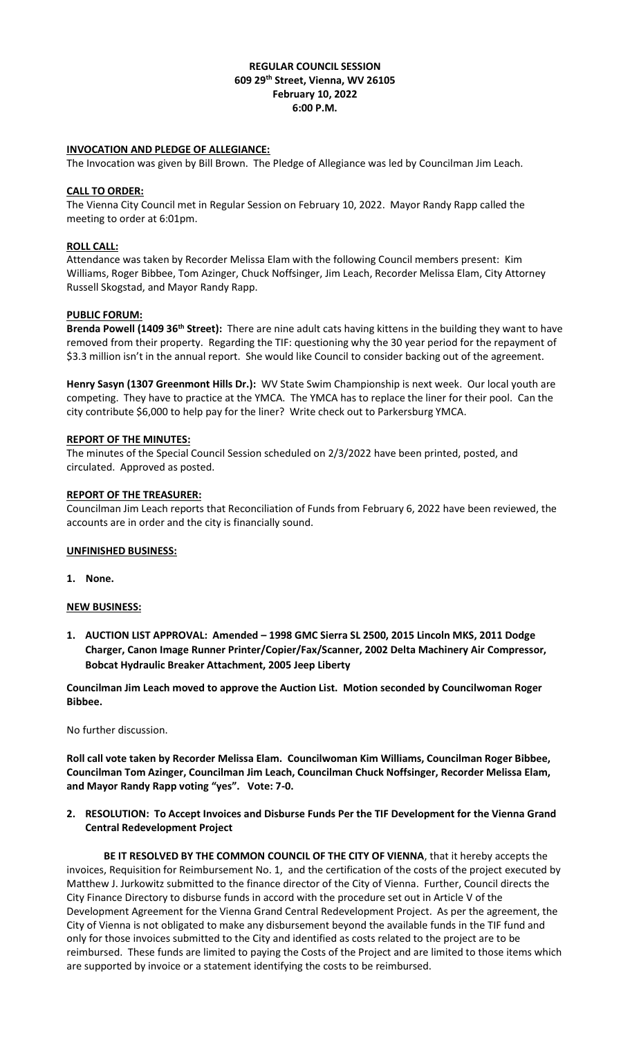**REGULAR COUNCIL SESSION**
**609 29th Street, Vienna, WV 26105**
**February 10, 2022**
**6:00 P.M.**

**INVOCATION AND PLEDGE OF ALLEGIANCE:**

The Invocation was given by Bill Brown. The Pledge of Allegiance was led by Councilman Jim Leach.

**CALL TO ORDER:**

The Vienna City Council met in Regular Session on February 10, 2022. Mayor Randy Rapp called the meeting to order at 6:01pm.

**ROLL CALL:**

Attendance was taken by Recorder Melissa Elam with the following Council members present: Kim Williams, Roger Bibbee, Tom Azinger, Chuck Noffsinger, Jim Leach, Recorder Melissa Elam, City Attorney Russell Skogstad, and Mayor Randy Rapp.

**PUBLIC FORUM:**

**Brenda Powell (1409 36th Street):** There are nine adult cats having kittens in the building they want to have removed from their property. Regarding the TIF: questioning why the 30 year period for the repayment of $3.3 million isn't in the annual report. She would like Council to consider backing out of the agreement.

**Henry Sasyn (1307 Greenmont Hills Dr.):** WV State Swim Championship is next week. Our local youth are competing. They have to practice at the YMCA. The YMCA has to replace the liner for their pool. Can the city contribute $6,000 to help pay for the liner? Write check out to Parkersburg YMCA.

**REPORT OF THE MINUTES:**

The minutes of the Special Council Session scheduled on 2/3/2022 have been printed, posted, and circulated. Approved as posted.

**REPORT OF THE TREASURER:**

Councilman Jim Leach reports that Reconciliation of Funds from February 6, 2022 have been reviewed, the accounts are in order and the city is financially sound.

**UNFINISHED BUSINESS:**

1. **None.**

**NEW BUSINESS:**

1. **AUCTION LIST APPROVAL: Amended – 1998 GMC Sierra SL 2500, 2015 Lincoln MKS, 2011 Dodge Charger, Canon Image Runner Printer/Copier/Fax/Scanner, 2002 Delta Machinery Air Compressor, Bobcat Hydraulic Breaker Attachment, 2005 Jeep Liberty**

**Councilman Jim Leach moved to approve the Auction List. Motion seconded by Councilwoman Roger Bibbee.**

No further discussion.

**Roll call vote taken by Recorder Melissa Elam. Councilwoman Kim Williams, Councilman Roger Bibbee, Councilman Tom Azinger, Councilman Jim Leach, Councilman Chuck Noffsinger, Recorder Melissa Elam, and Mayor Randy Rapp voting "yes". Vote: 7-0.**

2. **RESOLUTION: To Accept Invoices and Disburse Funds Per the TIF Development for the Vienna Grand Central Redevelopment Project**

**BE IT RESOLVED BY THE COMMON COUNCIL OF THE CITY OF VIENNA**, that it hereby accepts the invoices, Requisition for Reimbursement No. 1, and the certification of the costs of the project executed by Matthew J. Jurkowitz submitted to the finance director of the City of Vienna. Further, Council directs the City Finance Directory to disburse funds in accord with the procedure set out in Article V of the Development Agreement for the Vienna Grand Central Redevelopment Project. As per the agreement, the City of Vienna is not obligated to make any disbursement beyond the available funds in the TIF fund and only for those invoices submitted to the City and identified as costs related to the project are to be reimbursed. These funds are limited to paying the Costs of the Project and are limited to those items which are supported by invoice or a statement identifying the costs to be reimbursed.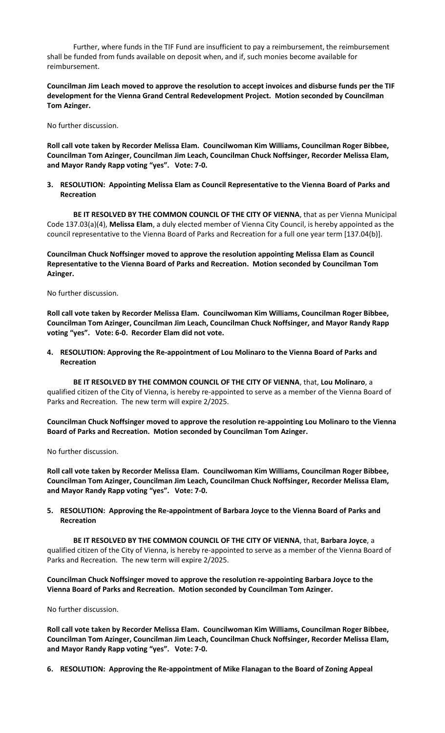Further, where funds in the TIF Fund are insufficient to pay a reimbursement, the reimbursement shall be funded from funds available on deposit when, and if, such monies become available for reimbursement.

**Councilman Jim Leach moved to approve the resolution to accept invoices and disburse funds per the TIF development for the Vienna Grand Central Redevelopment Project. Motion seconded by Councilman Tom Azinger.**

No further discussion.

**Roll call vote taken by Recorder Melissa Elam. Councilwoman Kim Williams, Councilman Roger Bibbee, Councilman Tom Azinger, Councilman Jim Leach, Councilman Chuck Noffsinger, Recorder Melissa Elam, and Mayor Randy Rapp voting "yes". Vote: 7-0.**

**3. RESOLUTION: Appointing Melissa Elam as Council Representative to the Vienna Board of Parks and Recreation**

**BE IT RESOLVED BY THE COMMON COUNCIL OF THE CITY OF VIENNA**, that as per Vienna Municipal Code 137.03(a)(4), **Melissa Elam**, a duly elected member of Vienna City Council, is hereby appointed as the council representative to the Vienna Board of Parks and Recreation for a full one year term [137.04(b)].

**Councilman Chuck Noffsinger moved to approve the resolution appointing Melissa Elam as Council Representative to the Vienna Board of Parks and Recreation. Motion seconded by Councilman Tom Azinger.**

No further discussion.

**Roll call vote taken by Recorder Melissa Elam. Councilwoman Kim Williams, Councilman Roger Bibbee, Councilman Tom Azinger, Councilman Jim Leach, Councilman Chuck Noffsinger, and Mayor Randy Rapp voting "yes". Vote: 6-0. Recorder Elam did not vote.**

**4. RESOLUTION: Approving the Re-appointment of Lou Molinaro to the Vienna Board of Parks and Recreation**

**BE IT RESOLVED BY THE COMMON COUNCIL OF THE CITY OF VIENNA**, that, **Lou Molinaro**, a qualified citizen of the City of Vienna, is hereby re-appointed to serve as a member of the Vienna Board of Parks and Recreation. The new term will expire 2/2025.

**Councilman Chuck Noffsinger moved to approve the resolution re-appointing Lou Molinaro to the Vienna Board of Parks and Recreation. Motion seconded by Councilman Tom Azinger.**

No further discussion.

**Roll call vote taken by Recorder Melissa Elam. Councilwoman Kim Williams, Councilman Roger Bibbee, Councilman Tom Azinger, Councilman Jim Leach, Councilman Chuck Noffsinger, Recorder Melissa Elam, and Mayor Randy Rapp voting "yes". Vote: 7-0.**

**5. RESOLUTION: Approving the Re-appointment of Barbara Joyce to the Vienna Board of Parks and Recreation**

**BE IT RESOLVED BY THE COMMON COUNCIL OF THE CITY OF VIENNA**, that, **Barbara Joyce**, a qualified citizen of the City of Vienna, is hereby re-appointed to serve as a member of the Vienna Board of Parks and Recreation. The new term will expire 2/2025.

**Councilman Chuck Noffsinger moved to approve the resolution re-appointing Barbara Joyce to the Vienna Board of Parks and Recreation. Motion seconded by Councilman Tom Azinger.**

No further discussion.

**Roll call vote taken by Recorder Melissa Elam. Councilwoman Kim Williams, Councilman Roger Bibbee, Councilman Tom Azinger, Councilman Jim Leach, Councilman Chuck Noffsinger, Recorder Melissa Elam, and Mayor Randy Rapp voting "yes". Vote: 7-0.**

**6. RESOLUTION: Approving the Re-appointment of Mike Flanagan to the Board of Zoning Appeal**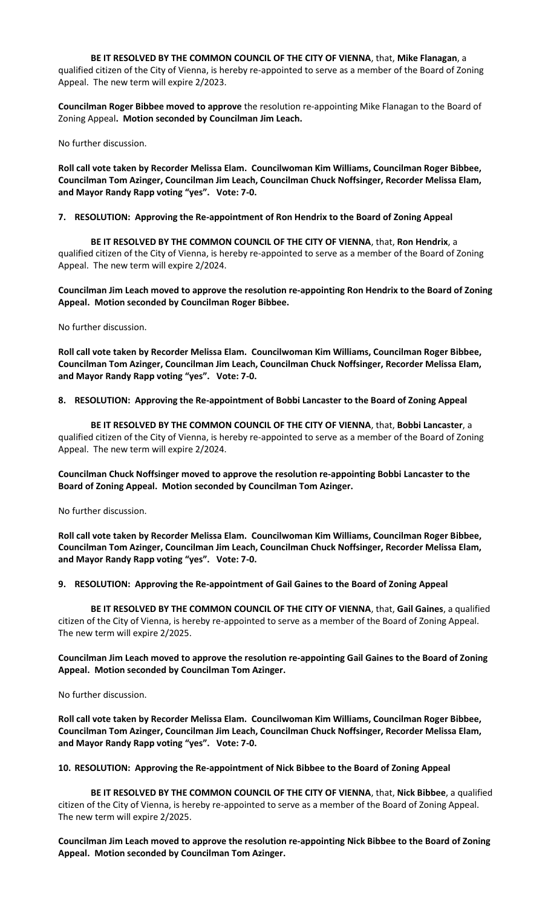**BE IT RESOLVED BY THE COMMON COUNCIL OF THE CITY OF VIENNA**, that, **Mike Flanagan**, a qualified citizen of the City of Vienna, is hereby re-appointed to serve as a member of the Board of Zoning Appeal. The new term will expire 2/2023.

**Councilman Roger Bibbee moved to approve** the resolution re-appointing Mike Flanagan to the Board of Zoning Appeal**. Motion seconded by Councilman Jim Leach.**

No further discussion.

**Roll call vote taken by Recorder Melissa Elam. Councilwoman Kim Williams, Councilman Roger Bibbee, Councilman Tom Azinger, Councilman Jim Leach, Councilman Chuck Noffsinger, Recorder Melissa Elam, and Mayor Randy Rapp voting "yes". Vote: 7-0.**

**7. RESOLUTION: Approving the Re-appointment of Ron Hendrix to the Board of Zoning Appeal**

**BE IT RESOLVED BY THE COMMON COUNCIL OF THE CITY OF VIENNA**, that, **Ron Hendrix**, a qualified citizen of the City of Vienna, is hereby re-appointed to serve as a member of the Board of Zoning Appeal. The new term will expire 2/2024.

**Councilman Jim Leach moved to approve the resolution re-appointing Ron Hendrix to the Board of Zoning Appeal. Motion seconded by Councilman Roger Bibbee.**

No further discussion.

**Roll call vote taken by Recorder Melissa Elam. Councilwoman Kim Williams, Councilman Roger Bibbee, Councilman Tom Azinger, Councilman Jim Leach, Councilman Chuck Noffsinger, Recorder Melissa Elam, and Mayor Randy Rapp voting "yes". Vote: 7-0.**

**8. RESOLUTION: Approving the Re-appointment of Bobbi Lancaster to the Board of Zoning Appeal**

**BE IT RESOLVED BY THE COMMON COUNCIL OF THE CITY OF VIENNA**, that, **Bobbi Lancaster**, a qualified citizen of the City of Vienna, is hereby re-appointed to serve as a member of the Board of Zoning Appeal. The new term will expire 2/2024.

**Councilman Chuck Noffsinger moved to approve the resolution re-appointing Bobbi Lancaster to the Board of Zoning Appeal. Motion seconded by Councilman Tom Azinger.**

No further discussion.

**Roll call vote taken by Recorder Melissa Elam. Councilwoman Kim Williams, Councilman Roger Bibbee, Councilman Tom Azinger, Councilman Jim Leach, Councilman Chuck Noffsinger, Recorder Melissa Elam, and Mayor Randy Rapp voting "yes". Vote: 7-0.**

**9. RESOLUTION: Approving the Re-appointment of Gail Gaines to the Board of Zoning Appeal**

**BE IT RESOLVED BY THE COMMON COUNCIL OF THE CITY OF VIENNA**, that, **Gail Gaines**, a qualified citizen of the City of Vienna, is hereby re-appointed to serve as a member of the Board of Zoning Appeal. The new term will expire 2/2025.

**Councilman Jim Leach moved to approve the resolution re-appointing Gail Gaines to the Board of Zoning Appeal. Motion seconded by Councilman Tom Azinger.**

No further discussion.

**Roll call vote taken by Recorder Melissa Elam. Councilwoman Kim Williams, Councilman Roger Bibbee, Councilman Tom Azinger, Councilman Jim Leach, Councilman Chuck Noffsinger, Recorder Melissa Elam, and Mayor Randy Rapp voting "yes". Vote: 7-0.**

**10. RESOLUTION: Approving the Re-appointment of Nick Bibbee to the Board of Zoning Appeal**

**BE IT RESOLVED BY THE COMMON COUNCIL OF THE CITY OF VIENNA**, that, **Nick Bibbee**, a qualified citizen of the City of Vienna, is hereby re-appointed to serve as a member of the Board of Zoning Appeal. The new term will expire 2/2025.

**Councilman Jim Leach moved to approve the resolution re-appointing Nick Bibbee to the Board of Zoning Appeal. Motion seconded by Councilman Tom Azinger.**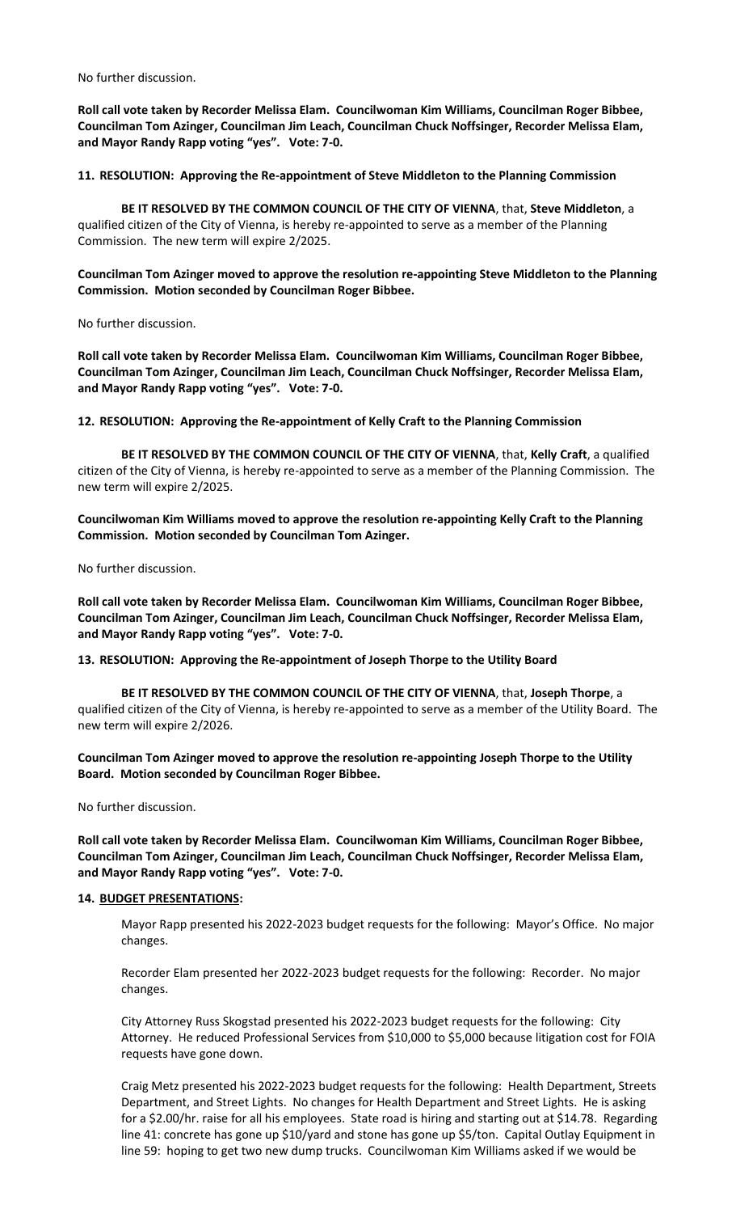No further discussion.

**Roll call vote taken by Recorder Melissa Elam. Councilwoman Kim Williams, Councilman Roger Bibbee, Councilman Tom Azinger, Councilman Jim Leach, Councilman Chuck Noffsinger, Recorder Melissa Elam, and Mayor Randy Rapp voting "yes". Vote: 7-0.**

**11. RESOLUTION: Approving the Re-appointment of Steve Middleton to the Planning Commission**

**BE IT RESOLVED BY THE COMMON COUNCIL OF THE CITY OF VIENNA**, that, **Steve Middleton**, a qualified citizen of the City of Vienna, is hereby re-appointed to serve as a member of the Planning Commission. The new term will expire 2/2025.

**Councilman Tom Azinger moved to approve the resolution re-appointing Steve Middleton to the Planning Commission. Motion seconded by Councilman Roger Bibbee.**

No further discussion.

**Roll call vote taken by Recorder Melissa Elam. Councilwoman Kim Williams, Councilman Roger Bibbee, Councilman Tom Azinger, Councilman Jim Leach, Councilman Chuck Noffsinger, Recorder Melissa Elam, and Mayor Randy Rapp voting "yes". Vote: 7-0.**

**12. RESOLUTION: Approving the Re-appointment of Kelly Craft to the Planning Commission**

**BE IT RESOLVED BY THE COMMON COUNCIL OF THE CITY OF VIENNA**, that, **Kelly Craft**, a qualified citizen of the City of Vienna, is hereby re-appointed to serve as a member of the Planning Commission. The new term will expire 2/2025.

**Councilwoman Kim Williams moved to approve the resolution re-appointing Kelly Craft to the Planning Commission. Motion seconded by Councilman Tom Azinger.**

No further discussion.

**Roll call vote taken by Recorder Melissa Elam. Councilwoman Kim Williams, Councilman Roger Bibbee, Councilman Tom Azinger, Councilman Jim Leach, Councilman Chuck Noffsinger, Recorder Melissa Elam, and Mayor Randy Rapp voting "yes". Vote: 7-0.**

**13. RESOLUTION: Approving the Re-appointment of Joseph Thorpe to the Utility Board**

**BE IT RESOLVED BY THE COMMON COUNCIL OF THE CITY OF VIENNA**, that, **Joseph Thorpe**, a qualified citizen of the City of Vienna, is hereby re-appointed to serve as a member of the Utility Board. The new term will expire 2/2026.

**Councilman Tom Azinger moved to approve the resolution re-appointing Joseph Thorpe to the Utility Board. Motion seconded by Councilman Roger Bibbee.**

No further discussion.

**Roll call vote taken by Recorder Melissa Elam. Councilwoman Kim Williams, Councilman Roger Bibbee, Councilman Tom Azinger, Councilman Jim Leach, Councilman Chuck Noffsinger, Recorder Melissa Elam, and Mayor Randy Rapp voting "yes". Vote: 7-0.**

**14. BUDGET PRESENTATIONS:**

Mayor Rapp presented his 2022-2023 budget requests for the following: Mayor's Office. No major changes.

Recorder Elam presented her 2022-2023 budget requests for the following: Recorder. No major changes.

City Attorney Russ Skogstad presented his 2022-2023 budget requests for the following: City Attorney. He reduced Professional Services from $10,000 to $5,000 because litigation cost for FOIA requests have gone down.

Craig Metz presented his 2022-2023 budget requests for the following: Health Department, Streets Department, and Street Lights. No changes for Health Department and Street Lights. He is asking for a $2.00/hr. raise for all his employees. State road is hiring and starting out at $14.78. Regarding line 41: concrete has gone up $10/yard and stone has gone up $5/ton. Capital Outlay Equipment in line 59: hoping to get two new dump trucks. Councilwoman Kim Williams asked if we would be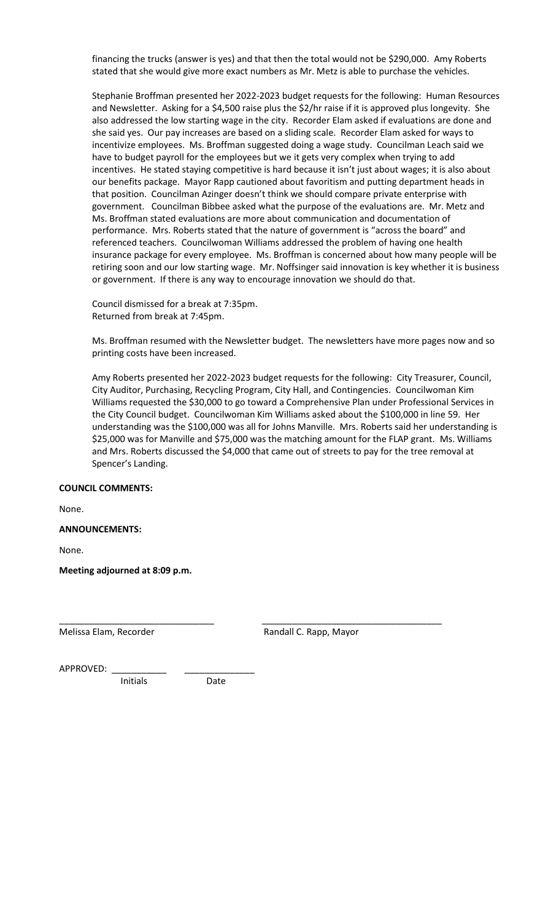financing the trucks (answer is yes) and that then the total would not be $290,000. Amy Roberts stated that she would give more exact numbers as Mr. Metz is able to purchase the vehicles.

Stephanie Broffman presented her 2022-2023 budget requests for the following: Human Resources and Newsletter. Asking for a $4,500 raise plus the $2/hr raise if it is approved plus longevity. She also addressed the low starting wage in the city. Recorder Elam asked if evaluations are done and she said yes. Our pay increases are based on a sliding scale. Recorder Elam asked for ways to incentivize employees. Ms. Broffman suggested doing a wage study. Councilman Leach said we have to budget payroll for the employees but we it gets very complex when trying to add incentives. He stated staying competitive is hard because it isn't just about wages; it is also about our benefits package. Mayor Rapp cautioned about favoritism and putting department heads in that position. Councilman Azinger doesn't think we should compare private enterprise with government. Councilman Bibbee asked what the purpose of the evaluations are. Mr. Metz and Ms. Broffman stated evaluations are more about communication and documentation of performance. Mrs. Roberts stated that the nature of government is "across the board" and referenced teachers. Councilwoman Williams addressed the problem of having one health insurance package for every employee. Ms. Broffman is concerned about how many people will be retiring soon and our low starting wage. Mr. Noffsinger said innovation is key whether it is business or government. If there is any way to encourage innovation we should do that.

Council dismissed for a break at 7:35pm.
Returned from break at 7:45pm.

Ms. Broffman resumed with the Newsletter budget. The newsletters have more pages now and so printing costs have been increased.

Amy Roberts presented her 2022-2023 budget requests for the following: City Treasurer, Council, City Auditor, Purchasing, Recycling Program, City Hall, and Contingencies. Councilwoman Kim Williams requested the $30,000 to go toward a Comprehensive Plan under Professional Services in the City Council budget. Councilwoman Kim Williams asked about the $100,000 in line 59. Her understanding was the $100,000 was all for Johns Manville. Mrs. Roberts said her understanding is $25,000 was for Manville and $75,000 was the matching amount for the FLAP grant. Ms. Williams and Mrs. Roberts discussed the $4,000 that came out of streets to pay for the tree removal at Spencer's Landing.

**COUNCIL COMMENTS:**

None.

**ANNOUNCEMENTS:**

None.

**Meeting adjourned at 8:09 p.m.**

\_\_\_\_\_\_\_\_\_\_\_\_\_\_\_\_\_\_\_\_\_\_\_\_\_\_\_\_\_\_ \_\_\_\_\_\_\_\_\_\_\_\_\_\_\_\_\_\_\_\_\_\_\_\_\_\_\_\_\_\_\_\_\_\_\_

Melissa Elam, Recorder Randall C. Rapp, Mayor

APPROVED: \_\_\_\_\_\_\_\_\_\_\_ \_\_\_\_\_\_\_\_\_\_\_\_\_\_

Initials Date